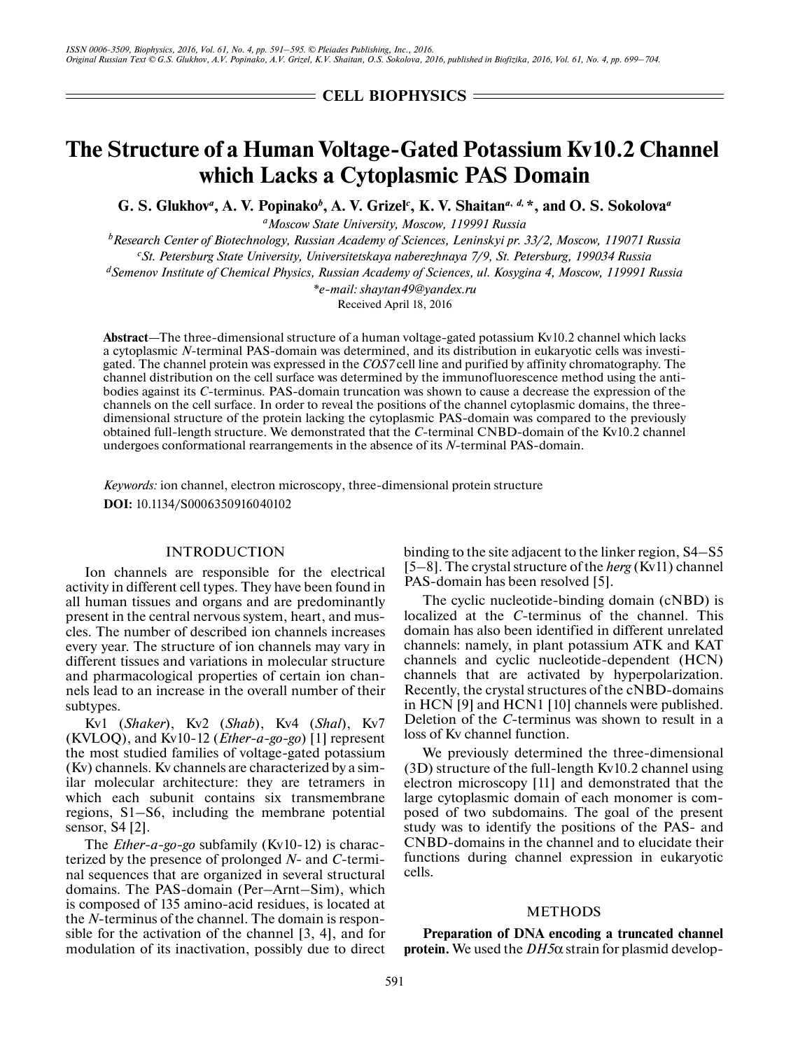ISSN 0006-3509, Biophysics, 2016, Vol. 61, No. 4, pp. 591–595. © Pleiades Publishing, Inc., 2016.
Original Russian Text © G.S. Glukhov, A.V. Popinako, A.V. Grizel, K.V. Shaitan, O.S. Sokolova, 2016, published in Biofizika, 2016, Vol. 61, No. 4, pp. 699–704.

**CELL BIOPHYSICS**

# The Structure of a Human Voltage-Gated Potassium Kv10.2 Channel which Lacks a Cytoplasmic PAS Domain

**G. S. Glukhov[a], A. V. Popinako[b], A. V. Grizel[c], K. V. Shaitan[a, d, *], and O. S. Sokolova[a]**

[a]Moscow State University, Moscow, 119991 Russia

[b]Research Center of Biotechnology, Russian Academy of Sciences, Leninskyi pr. 33/2, Moscow, 119071 Russia

[c]St. Petersburg State University, Universitetskaya naberezhnaya 7/9, St. Petersburg, 199034 Russia

[d]Semenov Institute of Chemical Physics, Russian Academy of Sciences, ul. Kosygina 4, Moscow, 119991 Russia

*e-mail: shaytan49@yandex.ru

Received April 18, 2016

**Abstract**—The three-dimensional structure of a human voltage-gated potassium Kv10.2 channel which lacks a cytoplasmic *N*-terminal PAS-domain was determined, and its distribution in eukaryotic cells was investigated. The channel protein was expressed in the *COS7* cell line and purified by affinity chromatography. The channel distribution on the cell surface was determined by the immunofluorescence method using the antibodies against its *C*-terminus. PAS-domain truncation was shown to cause a decrease the expression of the channels on the cell surface. In order to reveal the positions of the channel cytoplasmic domains, the three-dimensional structure of the protein lacking the cytoplasmic PAS-domain was compared to the previously obtained full-length structure. We demonstrated that the *C*-terminal CNBD-domain of the Kv10.2 channel undergoes conformational rearrangements in the absence of its *N*-terminal PAS-domain.

*Keywords:* ion channel, electron microscopy, three-dimensional protein structure

**DOI:** 10.1134/S0006350916040102

## INTRODUCTION

Ion channels are responsible for the electrical activity in different cell types. They have been found in all human tissues and organs and are predominantly present in the central nervous system, heart, and muscles. The number of described ion channels increases every year. The structure of ion channels may vary in different tissues and variations in molecular structure and pharmacological properties of certain ion channels lead to an increase in the overall number of their subtypes.

Kv1 (*Shaker*), Kv2 (*Shab*), Kv4 (*Shal*), Kv7 (KVLOQ), and Kv10-12 (*Ether-a-go-go*) [1] represent the most studied families of voltage-gated potassium (Kv) channels. Kv channels are characterized by a similar molecular architecture: they are tetramers in which each subunit contains six transmembrane regions, S1–S6, including the membrane potential sensor, S4 [2].

The *Ether-a-go-go* subfamily (Kv10-12) is characterized by the presence of prolonged *N*- and *C*-terminal sequences that are organized in several structural domains. The PAS-domain (Per–Arnt–Sim), which is composed of 135 amino-acid residues, is located at the *N*-terminus of the channel. The domain is responsible for the activation of the channel [3, 4], and for modulation of its inactivation, possibly due to direct binding to the site adjacent to the linker region, S4–S5 [5–8]. The crystal structure of the *herg* (Kv11) channel PAS-domain has been resolved [5].

The cyclic nucleotide-binding domain (cNBD) is localized at the *C*-terminus of the channel. This domain has also been identified in different unrelated channels: namely, in plant potassium ATK and KAT channels and cyclic nucleotide-dependent (HCN) channels that are activated by hyperpolarization. Recently, the crystal structures of the cNBD-domains in HCN [9] and HCN1 [10] channels were published. Deletion of the *C*-terminus was shown to result in a loss of Kv channel function.

We previously determined the three-dimensional (3D) structure of the full-length Kv10.2 channel using electron microscopy [11] and demonstrated that the large cytoplasmic domain of each monomer is composed of two subdomains. The goal of the present study was to identify the positions of the PAS- and CNBD-domains in the channel and to elucidate their functions during channel expression in eukaryotic cells.

## METHODS

**Preparation of DNA encoding a truncated channel protein.** We used the *DH5α* strain for plasmid develop-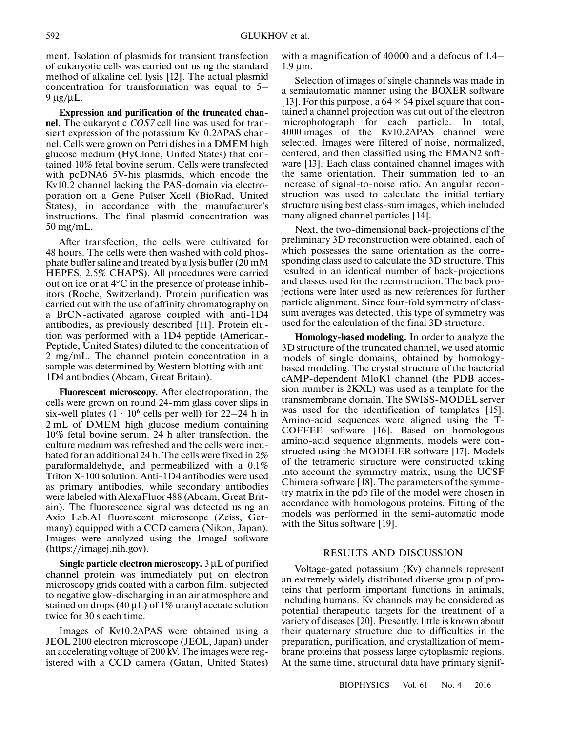ment. Isolation of plasmids for transient transfection of eukaryotic cells was carried out using the standard method of alkaline cell lysis [12]. The actual plasmid concentration for transformation was equal to 5–9 μg/μL.

**Expression and purification of the truncated channel.** The eukaryotic *COS7* cell line was used for transient expression of the potassium Kv10.2ΔPAS channel. Cells were grown on Petri dishes in a DMEM high glucose medium (HyClone, United States) that contained 10% fetal bovine serum. Cells were transfected with pcDNA6 5V-his plasmids, which encode the Kv10.2 channel lacking the PAS-domain via electroporation on a Gene Pulser Xcell (BioRad, United States), in accordance with the manufacturer's instructions. The final plasmid concentration was 50 mg/mL.

After transfection, the cells were cultivated for 48 hours. The cells were then washed with cold phosphate buffer saline and treated by a lysis buffer (20 mM HEPES, 2.5% CHAPS). All procedures were carried out on ice or at 4°C in the presence of protease inhibitors (Roche, Switzerland). Protein purification was carried out with the use of affinity chromatography on a BrCN-activated agarose coupled with anti-1D4 antibodies, as previously described [11]. Protein elution was performed with a 1D4 peptide (American-Peptide, United States) diluted to the concentration of 2 mg/mL. The channel protein concentration in a sample was determined by Western blotting with anti-1D4 antibodies (Abcam, Great Britain).

**Fluorescent microscopy.** After electroporation, the cells were grown on round 24-mm glass cover slips in six-well plates ($1 \cdot 10^6$ cells per well) for 22–24 h in 2 mL of DMEM high glucose medium containing 10% fetal bovine serum. 24 h after transfection, the culture medium was refreshed and the cells were incubated for an additional 24 h. The cells were fixed in 2% paraformaldehyde, and permeabilized with a 0.1% Triton X-100 solution. Anti-1D4 antibodies were used as primary antibodies, while secondary antibodies were labeled with AlexaFluor 488 (Abcam, Great Britain). The fluorescence signal was detected using an Axio Lab.A1 fluorescent microscope (Zeiss, Germany) equipped with a CCD camera (Nikon, Japan). Images were analyzed using the ImageJ software (https://imagej.nih.gov).

**Single particle electron microscopy.** 3 μL of purified channel protein was immediately put on electron microscopy grids coated with a carbon film, subjected to negative glow-discharging in an air atmosphere and stained on drops (40 μL) of 1% uranyl acetate solution twice for 30 s each time.

Images of Kv10.2ΔPAS were obtained using a JEOL 2100 electron microscope (JEOL, Japan) under an accelerating voltage of 200 kV. The images were registered with a CCD camera (Gatan, United States) with a magnification of 40000 and a defocus of 1.4–1.9 μm.

Selection of images of single channels was made in a semiautomatic manner using the BOXER software [13]. For this purpose, a $64 \times 64$ pixel square that contained a channel projection was cut out of the electron microphotograph for each particle. In total, 4000 images of the Kv10.2ΔPAS channel were selected. Images were filtered of noise, normalized, centered, and then classified using the EMAN2 software [13]. Each class contained channel images with the same orientation. Their summation led to an increase of signal-to-noise ratio. An angular reconstruction was used to calculate the initial tertiary structure using best class-sum images, which included many aligned channel particles [14].

Next, the two-dimensional back-projections of the preliminary 3D reconstruction were obtained, each of which possesses the same orientation as the corresponding class used to calculate the 3D structure. This resulted in an identical number of back-projections and classes used for the reconstruction. The back projections were later used as new references for further particle alignment. Since four-fold symmetry of class-sum averages was detected, this type of symmetry was used for the calculation of the final 3D structure.

**Homology-based modeling.** In order to analyze the 3D structure of the truncated channel, we used atomic models of single domains, obtained by homology-based modeling. The crystal structure of the bacterial cAMP-dependent MloK1 channel (the PDB accession number is 2KXL) was used as a template for the transmembrane domain. The SWISS-MODEL server was used for the identification of templates [15]. Amino-acid sequences were aligned using the T-COFFEE software [16]. Based on homologous amino-acid sequence alignments, models were constructed using the MODELER software [17]. Models of the tetrameric structure were constructed taking into account the symmetry matrix, using the UCSF Chimera software [18]. The parameters of the symmetry matrix in the pdb file of the model were chosen in accordance with homologous proteins. Fitting of the models was performed in the semi-automatic mode with the Situs software [19].

## RESULTS AND DISCUSSION

Voltage-gated potassium (Kv) channels represent an extremely widely distributed diverse group of proteins that perform important functions in animals, including humans. Kv channels may be considered as potential therapeutic targets for the treatment of a variety of diseases [20]. Presently, little is known about their quaternary structure due to difficulties in the preparation, purification, and crystallization of membrane proteins that possess large cytoplasmic regions. At the same time, structural data have primary signif-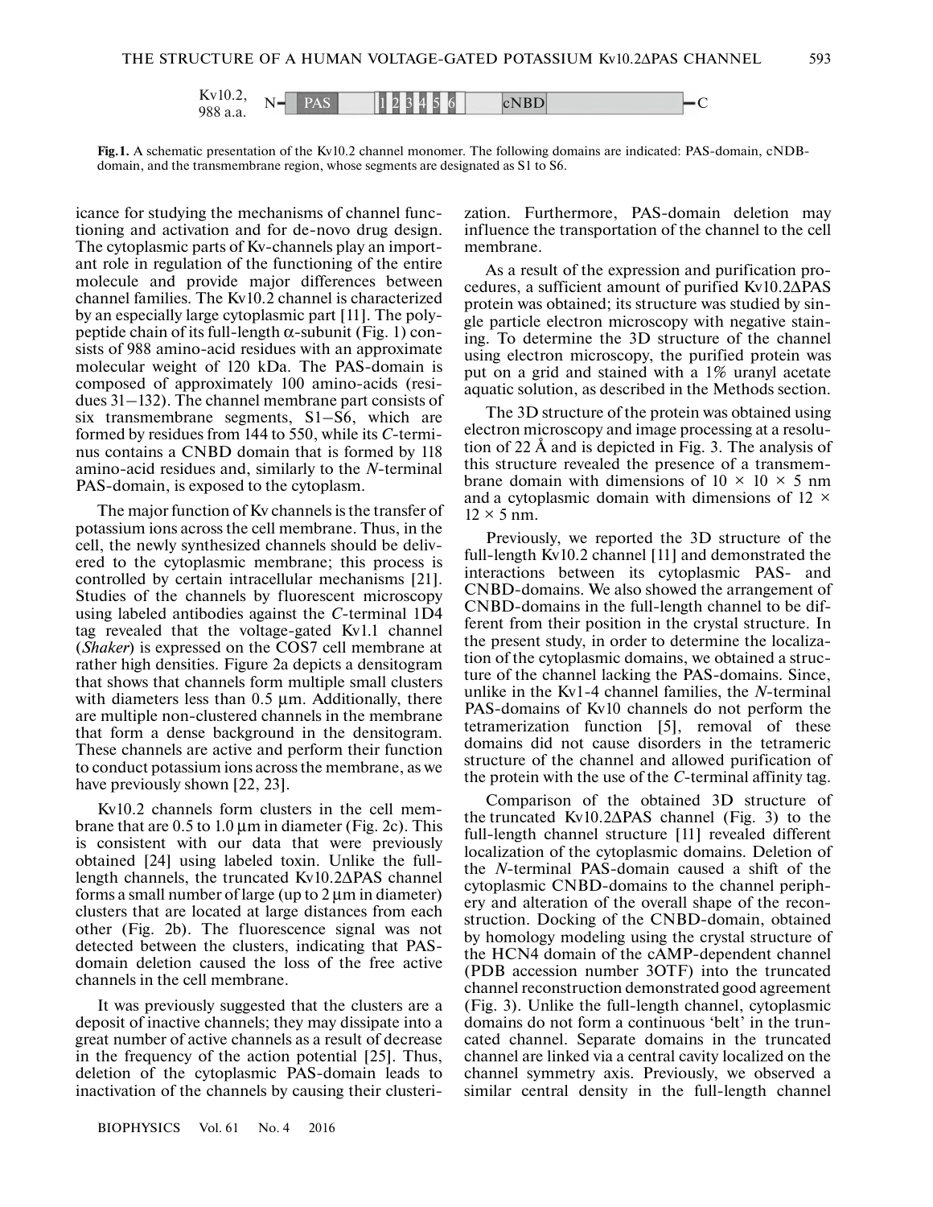Kv10.2, 988 a.a. N– PAS | 1 2 3 4 5 6 | cNBD –C

**Fig. 1.** A schematic presentation of the Kv10.2 channel monomer. The following domains are indicated: PAS-domain, cNDB-domain, and the transmembrane region, whose segments are designated as S1 to S6.

icance for studying the mechanisms of channel functioning and activation and for de-novo drug design. The cytoplasmic parts of Kv-channels play an important role in regulation of the functioning of the entire molecule and provide major differences between channel families. The Kv10.2 channel is characterized by an especially large cytoplasmic part [11]. The polypeptide chain of its full-length $\alpha$-subunit (Fig. 1) consists of 988 amino-acid residues with an approximate molecular weight of 120 kDa. The PAS-domain is composed of approximately 100 amino-acids (residues 31–132). The channel membrane part consists of six transmembrane segments, S1–S6, which are formed by residues from 144 to 550, while its *C*-terminus contains a CNBD domain that is formed by 118 amino-acid residues and, similarly to the *N*-terminal PAS-domain, is exposed to the cytoplasm.

The major function of Kv channels is the transfer of potassium ions across the cell membrane. Thus, in the cell, the newly synthesized channels should be delivered to the cytoplasmic membrane; this process is controlled by certain intracellular mechanisms [21]. Studies of the channels by fluorescent microscopy using labeled antibodies against the *C*-terminal 1D4 tag revealed that the voltage-gated Kv1.1 channel (*Shaker*) is expressed on the COS7 cell membrane at rather high densities. Figure 2a depicts a densitogram that shows that channels form multiple small clusters with diameters less than 0.5 μm. Additionally, there are multiple non-clustered channels in the membrane that form a dense background in the densitogram. These channels are active and perform their function to conduct potassium ions across the membrane, as we have previously shown [22, 23].

Kv10.2 channels form clusters in the cell membrane that are 0.5 to 1.0 μm in diameter (Fig. 2c). This is consistent with our data that were previously obtained [24] using labeled toxin. Unlike the full-length channels, the truncated Kv10.2ΔPAS channel forms a small number of large (up to 2 μm in diameter) clusters that are located at large distances from each other (Fig. 2b). The fluorescence signal was not detected between the clusters, indicating that PAS-domain deletion caused the loss of the free active channels in the cell membrane.

It was previously suggested that the clusters are a deposit of inactive channels; they may dissipate into a great number of active channels as a result of decrease in the frequency of the action potential [25]. Thus, deletion of the cytoplasmic PAS-domain leads to inactivation of the channels by causing their clusterization. Furthermore, PAS-domain deletion may influence the transportation of the channel to the cell membrane.

As a result of the expression and purification procedures, a sufficient amount of purified Kv10.2ΔPAS protein was obtained; its structure was studied by single particle electron microscopy with negative staining. To determine the 3D structure of the channel using electron microscopy, the purified protein was put on a grid and stained with a 1% uranyl acetate aquatic solution, as described in the Methods section.

The 3D structure of the protein was obtained using electron microscopy and image processing at a resolution of 22 Å and is depicted in Fig. 3. The analysis of this structure revealed the presence of a transmembrane domain with dimensions of $10 \times 10 \times 5$ nm and a cytoplasmic domain with dimensions of $12 \times 12 \times 5$ nm.

Previously, we reported the 3D structure of the full-length Kv10.2 channel [11] and demonstrated the interactions between its cytoplasmic PAS- and CNBD-domains. We also showed the arrangement of CNBD-domains in the full-length channel to be different from their position in the crystal structure. In the present study, in order to determine the localization of the cytoplasmic domains, we obtained a structure of the channel lacking the PAS-domains. Since, unlike in the Kv1-4 channel families, the *N*-terminal PAS-domains of Kv10 channels do not perform the tetramerization function [5], removal of these domains did not cause disorders in the tetrameric structure of the channel and allowed purification of the protein with the use of the *C*-terminal affinity tag.

Comparison of the obtained 3D structure of the truncated Kv10.2ΔPAS channel (Fig. 3) to the full-length channel structure [11] revealed different localization of the cytoplasmic domains. Deletion of the *N*-terminal PAS-domain caused a shift of the cytoplasmic CNBD-domains to the channel periphery and alteration of the overall shape of the reconstruction. Docking of the CNBD-domain, obtained by homology modeling using the crystal structure of the HCN4 domain of the cAMP-dependent channel (PDB accession number 3OTF) into the truncated channel reconstruction demonstrated good agreement (Fig. 3). Unlike the full-length channel, cytoplasmic domains do not form a continuous 'belt' in the truncated channel. Separate domains in the truncated channel are linked via a central cavity localized on the channel symmetry axis. Previously, we observed a similar central density in the full-length channel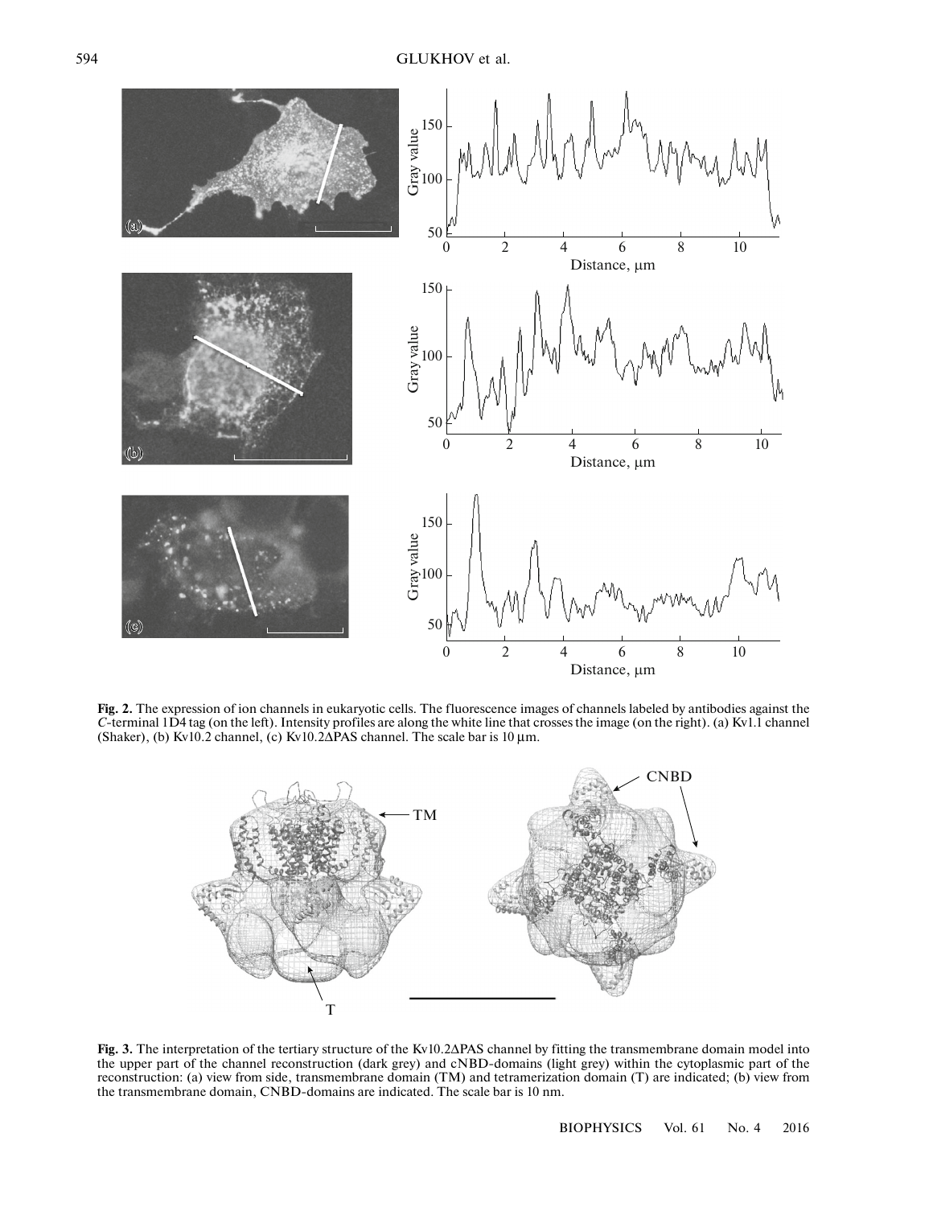**Fig. 2.** The expression of ion channels in eukaryotic cells. The fluorescence images of channels labeled by antibodies against the *C*-terminal 1D4 tag (on the left). Intensity profiles are along the white line that crosses the image (on the right). (a) Kv1.1 channel (Shaker), (b) Kv10.2 channel, (c) Kv10.2ΔPAS channel. The scale bar is 10 μm.

**Fig. 3.** The interpretation of the tertiary structure of the Kv10.2ΔPAS channel by fitting the transmembrane domain model into the upper part of the channel reconstruction (dark grey) and cNBD-domains (light grey) within the cytoplasmic part of the reconstruction: (a) view from side, transmembrane domain (TM) and tetramerization domain (T) are indicated; (b) view from the transmembrane domain, CNBD-domains are indicated. The scale bar is 10 nm.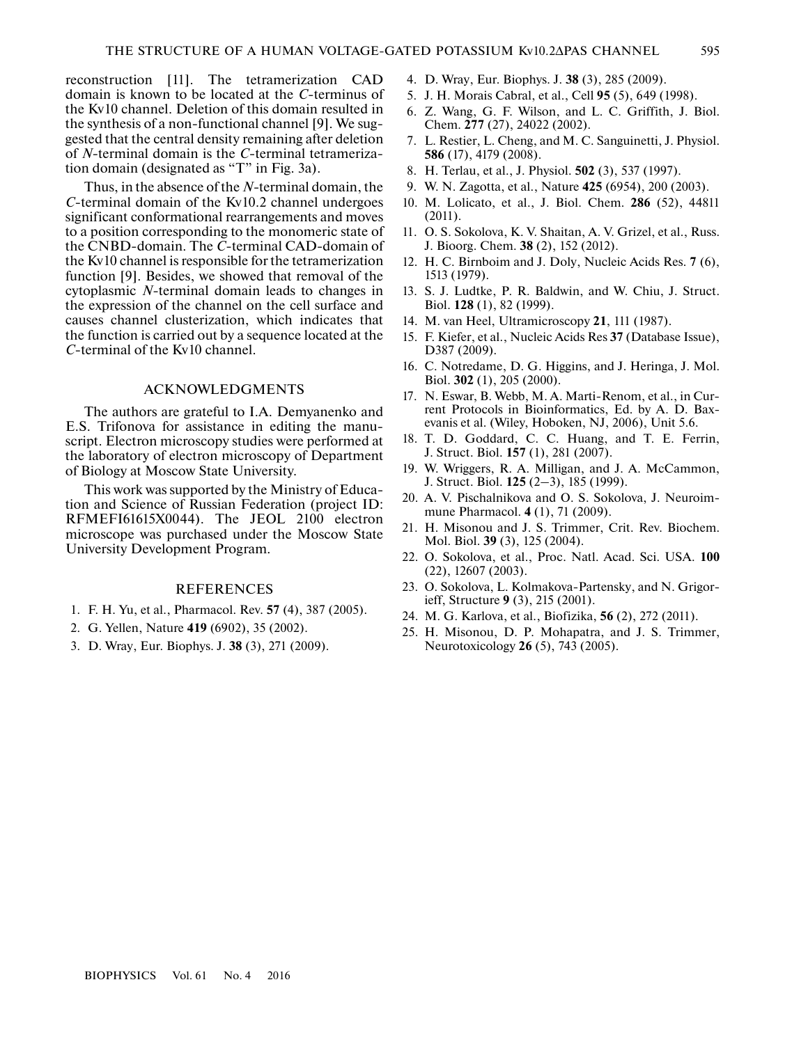reconstruction [11]. The tetramerization CAD domain is known to be located at the *C*-terminus of the Kv10 channel. Deletion of this domain resulted in the synthesis of a non-functional channel [9]. We suggested that the central density remaining after deletion of *N*-terminal domain is the *C*-terminal tetramerization domain (designated as "T" in Fig. 3a).

Thus, in the absence of the *N*-terminal domain, the *C*-terminal domain of the Kv10.2 channel undergoes significant conformational rearrangements and moves to a position corresponding to the monomeric state of the CNBD-domain. The *C*-terminal CAD-domain of the Kv10 channel is responsible for the tetramerization function [9]. Besides, we showed that removal of the cytoplasmic *N*-terminal domain leads to changes in the expression of the channel on the cell surface and causes channel clusterization, which indicates that the function is carried out by a sequence located at the *C*-terminal of the Kv10 channel.

## ACKNOWLEDGMENTS

The authors are grateful to I.A. Demyanenko and E.S. Trifonova for assistance in editing the manuscript. Electron microscopy studies were performed at the laboratory of electron microscopy of Department of Biology at Moscow State University.

This work was supported by the Ministry of Education and Science of Russian Federation (project ID: RFMEFI61615X0044). The JEOL 2100 electron microscope was purchased under the Moscow State University Development Program.

## REFERENCES

1. F. H. Yu, et al., Pharmacol. Rev. **57** (4), 387 (2005).
2. G. Yellen, Nature **419** (6902), 35 (2002).
3. D. Wray, Eur. Biophys. J. **38** (3), 271 (2009).
4. D. Wray, Eur. Biophys. J. **38** (3), 285 (2009).
5. J. H. Morais Cabral, et al., Cell **95** (5), 649 (1998).
6. Z. Wang, G. F. Wilson, and L. C. Griffith, J. Biol. Chem. **277** (27), 24022 (2002).
7. L. Restier, L. Cheng, and M. C. Sanguinetti, J. Physiol. **586** (17), 4179 (2008).
8. H. Terlau, et al., J. Physiol. **502** (3), 537 (1997).
9. W. N. Zagotta, et al., Nature **425** (6954), 200 (2003).
10. M. Lolicato, et al., J. Biol. Chem. **286** (52), 44811 (2011).
11. O. S. Sokolova, K. V. Shaitan, A. V. Grizel, et al., Russ. J. Bioorg. Chem. **38** (2), 152 (2012).
12. H. C. Birnboim and J. Doly, Nucleic Acids Res. **7** (6), 1513 (1979).
13. S. J. Ludtke, P. R. Baldwin, and W. Chiu, J. Struct. Biol. **128** (1), 82 (1999).
14. M. van Heel, Ultramicroscopy **21**, 111 (1987).
15. F. Kiefer, et al., Nucleic Acids Res **37** (Database Issue), D387 (2009).
16. C. Notredame, D. G. Higgins, and J. Heringa, J. Mol. Biol. **302** (1), 205 (2000).
17. N. Eswar, B. Webb, M. A. Marti-Renom, et al., in Current Protocols in Bioinformatics, Ed. by A. D. Baxevanis et al. (Wiley, Hoboken, NJ, 2006), Unit 5.6.
18. T. D. Goddard, C. C. Huang, and T. E. Ferrin, J. Struct. Biol. **157** (1), 281 (2007).
19. W. Wriggers, R. A. Milligan, and J. A. McCammon, J. Struct. Biol. **125** (2–3), 185 (1999).
20. A. V. Pischalnikova and O. S. Sokolova, J. Neuroimmune Pharmacol. **4** (1), 71 (2009).
21. H. Misonou and J. S. Trimmer, Crit. Rev. Biochem. Mol. Biol. **39** (3), 125 (2004).
22. O. Sokolova, et al., Proc. Natl. Acad. Sci. USA. **100** (22), 12607 (2003).
23. O. Sokolova, L. Kolmakova-Partensky, and N. Grigorieff, Structure **9** (3), 215 (2001).
24. M. G. Karlova, et al., Biofizika, **56** (2), 272 (2011).
25. H. Misonou, D. P. Mohapatra, and J. S. Trimmer, Neurotoxicology **26** (5), 743 (2005).